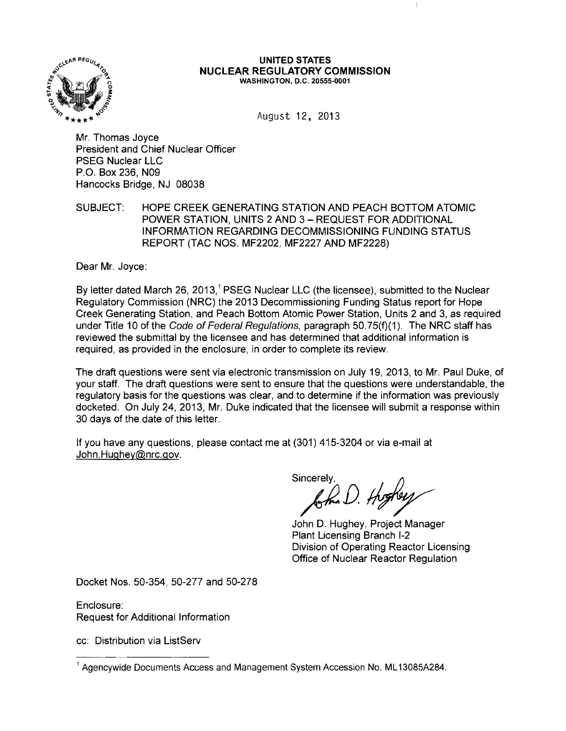**UNITED STATES**
**NUCLEAR REGULATORY COMMISSION**
**WASHINGTON, D.C. 20555-0001**

August 12, 2013

Mr. Thomas Joyce
President and Chief Nuclear Officer
PSEG Nuclear LLC
P.O. Box 236, N09
Hancocks Bridge, NJ 08038

SUBJECT: HOPE CREEK GENERATING STATION AND PEACH BOTTOM ATOMIC POWER STATION, UNITS 2 AND 3 – REQUEST FOR ADDITIONAL INFORMATION REGARDING DECOMMISSIONING FUNDING STATUS REPORT (TAC NOS. MF2202, MF2227 AND MF2228)

Dear Mr. Joyce:

By letter dated March 26, 2013,[1] PSEG Nuclear LLC (the licensee), submitted to the Nuclear Regulatory Commission (NRC) the 2013 Decommissioning Funding Status report for Hope Creek Generating Station, and Peach Bottom Atomic Power Station, Units 2 and 3, as required under Title 10 of the *Code of Federal Regulations*, paragraph 50.75(f)(1). The NRC staff has reviewed the submittal by the licensee and has determined that additional information is required, as provided in the enclosure, in order to complete its review.

The draft questions were sent via electronic transmission on July 19, 2013, to Mr. Paul Duke, of your staff. The draft questions were sent to ensure that the questions were understandable, the regulatory basis for the questions was clear, and to determine if the information was previously docketed. On July 24, 2013, Mr. Duke indicated that the licensee will submit a response within 30 days of the date of this letter.

If you have any questions, please contact me at (301) 415-3204 or via e-mail at John.Hughey@nrc.gov.

Sincerely,

John D. Hughey, Project Manager
Plant Licensing Branch I-2
Division of Operating Reactor Licensing
Office of Nuclear Reactor Regulation

Docket Nos. 50-354, 50-277 and 50-278

Enclosure:
Request for Additional Information

cc: Distribution via ListServ

[1] Agencywide Documents Access and Management System Accession No. ML13085A284.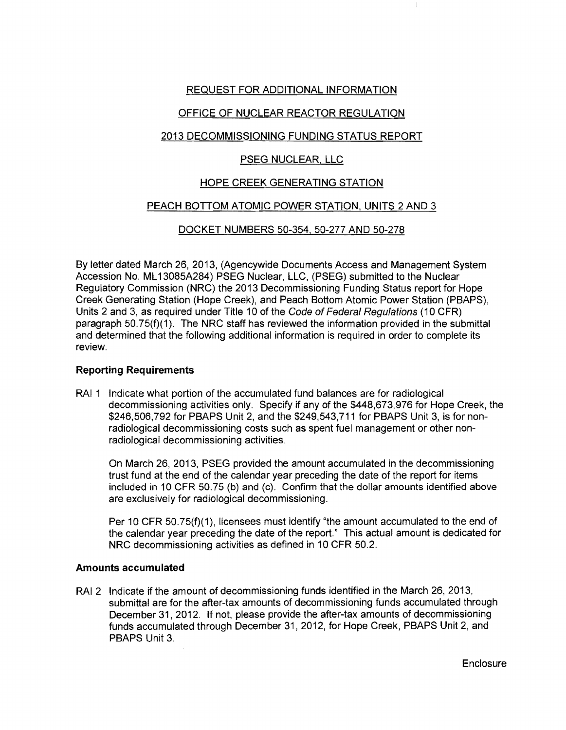REQUEST FOR ADDITIONAL INFORMATION

OFFICE OF NUCLEAR REACTOR REGULATION

2013 DECOMMISSIONING FUNDING STATUS REPORT

PSEG NUCLEAR, LLC

HOPE CREEK GENERATING STATION

PEACH BOTTOM ATOMIC POWER STATION, UNITS 2 AND 3

DOCKET NUMBERS 50-354, 50-277 AND 50-278

By letter dated March 26, 2013, (Agencywide Documents Access and Management System Accession No. ML13085A284) PSEG Nuclear, LLC, (PSEG) submitted to the Nuclear Regulatory Commission (NRC) the 2013 Decommissioning Funding Status report for Hope Creek Generating Station (Hope Creek), and Peach Bottom Atomic Power Station (PBAPS), Units 2 and 3, as required under Title 10 of the *Code of Federal Regulations* (10 CFR) paragraph 50.75(f)(1). The NRC staff has reviewed the information provided in the submittal and determined that the following additional information is required in order to complete its review.

**Reporting Requirements**

RAI 1 Indicate what portion of the accumulated fund balances are for radiological decommissioning activities only. Specify if any of the $448,673,976 for Hope Creek, the $246,506,792 for PBAPS Unit 2, and the $249,543,711 for PBAPS Unit 3, is for non-radiological decommissioning costs such as spent fuel management or other non-radiological decommissioning activities.

On March 26, 2013, PSEG provided the amount accumulated in the decommissioning trust fund at the end of the calendar year preceding the date of the report for items included in 10 CFR 50.75 (b) and (c). Confirm that the dollar amounts identified above are exclusively for radiological decommissioning.

Per 10 CFR 50.75(f)(1), licensees must identify "the amount accumulated to the end of the calendar year preceding the date of the report." This actual amount is dedicated for NRC decommissioning activities as defined in 10 CFR 50.2.

**Amounts accumulated**

RAI 2 Indicate if the amount of decommissioning funds identified in the March 26, 2013, submittal are for the after-tax amounts of decommissioning funds accumulated through December 31, 2012. If not, please provide the after-tax amounts of decommissioning funds accumulated through December 31, 2012, for Hope Creek, PBAPS Unit 2, and PBAPS Unit 3.

Enclosure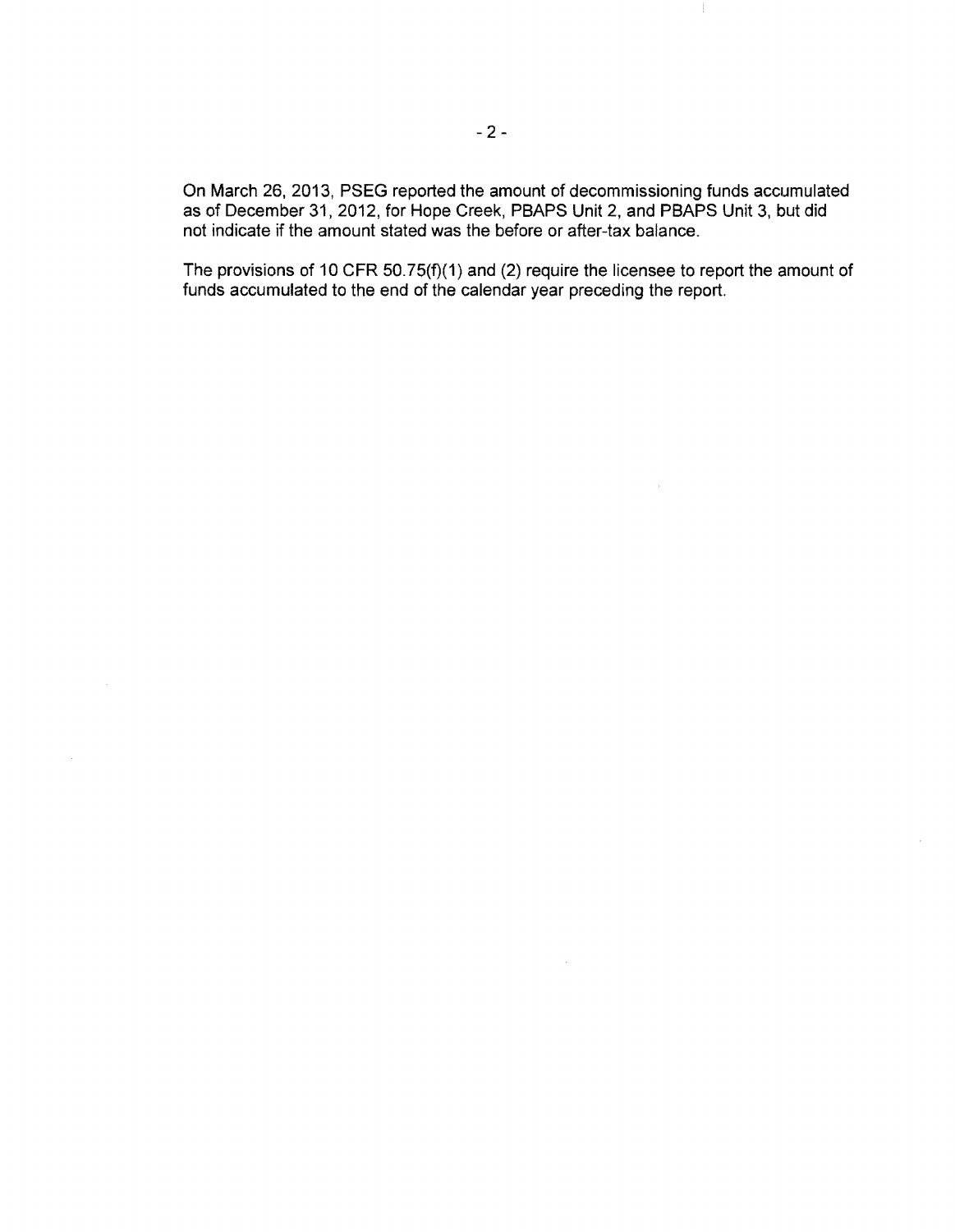On March 26, 2013, PSEG reported the amount of decommissioning funds accumulated as of December 31, 2012, for Hope Creek, PBAPS Unit 2, and PBAPS Unit 3, but did not indicate if the amount stated was the before or after-tax balance.

The provisions of 10 CFR 50.75(f)(1) and (2) require the licensee to report the amount of funds accumulated to the end of the calendar year preceding the report.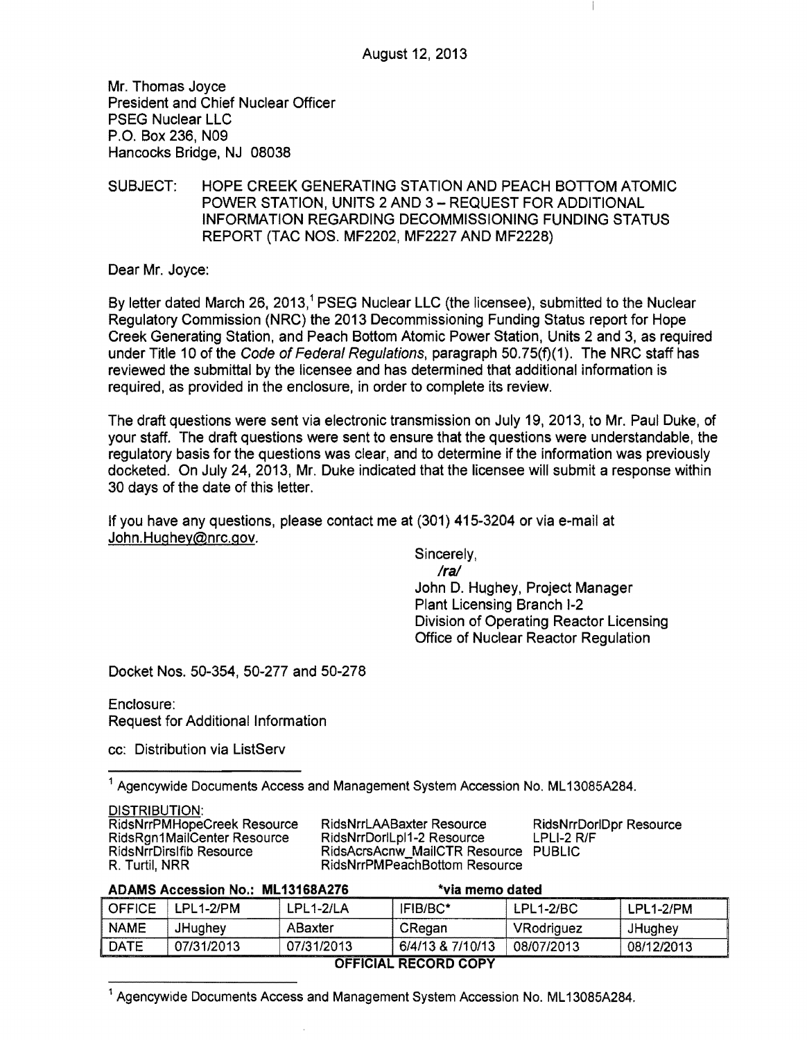August 12, 2013

Mr. Thomas Joyce
President and Chief Nuclear Officer
PSEG Nuclear LLC
P.O. Box 236, N09
Hancocks Bridge, NJ 08038

SUBJECT: HOPE CREEK GENERATING STATION AND PEACH BOTTOM ATOMIC POWER STATION, UNITS 2 AND 3 – REQUEST FOR ADDITIONAL INFORMATION REGARDING DECOMMISSIONING FUNDING STATUS REPORT (TAC NOS. MF2202, MF2227 AND MF2228)

Dear Mr. Joyce:

By letter dated March 26, 2013,[1] PSEG Nuclear LLC (the licensee), submitted to the Nuclear Regulatory Commission (NRC) the 2013 Decommissioning Funding Status report for Hope Creek Generating Station, and Peach Bottom Atomic Power Station, Units 2 and 3, as required under Title 10 of the *Code of Federal Regulations*, paragraph 50.75(f)(1). The NRC staff has reviewed the submittal by the licensee and has determined that additional information is required, as provided in the enclosure, in order to complete its review.

The draft questions were sent via electronic transmission on July 19, 2013, to Mr. Paul Duke, of your staff. The draft questions were sent to ensure that the questions were understandable, the regulatory basis for the questions was clear, and to determine if the information was previously docketed. On July 24, 2013, Mr. Duke indicated that the licensee will submit a response within 30 days of the date of this letter.

If you have any questions, please contact me at (301) 415-3204 or via e-mail at John.Hughey@nrc.gov.

Sincerely,

*/ra/*

John D. Hughey, Project Manager
Plant Licensing Branch I-2
Division of Operating Reactor Licensing
Office of Nuclear Reactor Regulation

Docket Nos. 50-354, 50-277 and 50-278

Enclosure:
Request for Additional Information

cc: Distribution via ListServ

[1] Agencywide Documents Access and Management System Accession No. ML13085A284.

DISTRIBUTION:
RidsNrrPMHopeCreek Resource
RidsRgn1MailCenter Resource
RidsNrrDirsIfib Resource
R. Turtil, NRR
RidsNrrLAABaxter Resource
RidsNrrDorlLpl1-2 Resource
RidsAcrsAcnw_MailCTR Resource
RidsNrrPMPeachBottom Resource
RidsNrrDorlDpr Resource
LPLI-2 R/F
PUBLIC

**ADAMS Accession No.: ML13168A276** \*via memo dated

| OFFICE | LPL1-2/PM | LPL1-2/LA | IFIB/BC* | LPL1-2/BC | LPL1-2/PM |
|---|---|---|---|---|---|
| NAME | JHughey | ABaxter | CRegan | VRodriguez | JHughey |
| DATE | 07/31/2013 | 07/31/2013 | 6/4/13 & 7/10/13 | 08/07/2013 | 08/12/2013 |

**OFFICIAL RECORD COPY**

[1] Agencywide Documents Access and Management System Accession No. ML13085A284.